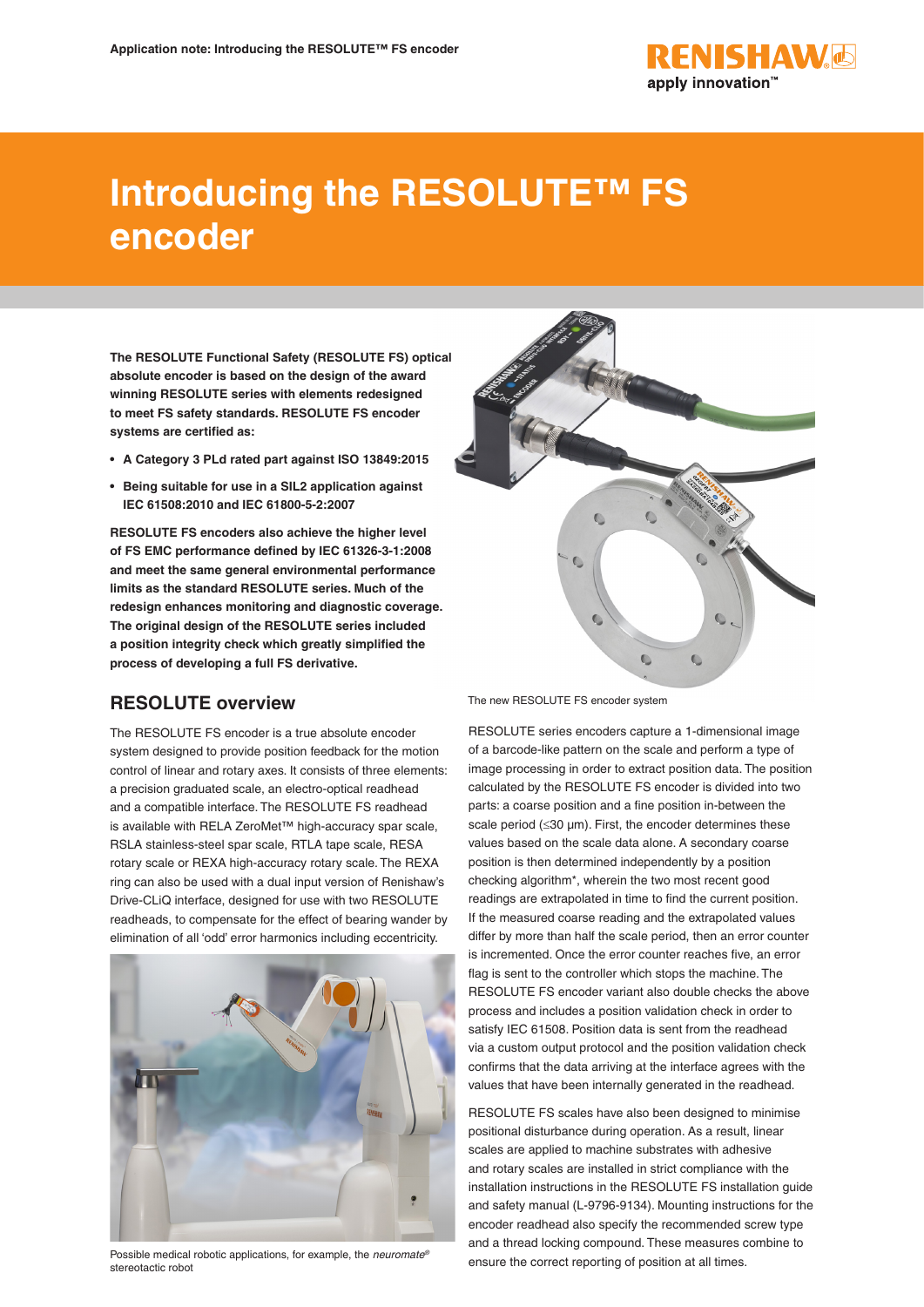# Introducing the RESOLUTE™ FS encoder

**The RESOLUTE Functional Safety (RESOLUTE FS) optical absolute encoder is based on the design of the award winning RESOLUTE series with elements redesigned to meet FS safety standards. RESOLUTE FS encoder systems are certified as:**

- **A Category 3 PLd rated part against ISO 13849:2015**
- **Being suitable for use in a SIL2 application against IEC 61508:2010 and IEC 61800-5-2:2007**

**RESOLUTE FS encoders also achieve the higher level of FS EMC performance defined by IEC 61326-3-1:2008 and meet the same general environmental performance limits as the standard RESOLUTE series. Much of the redesign enhances monitoring and diagnostic coverage. The original design of the RESOLUTE series included a position integrity check which greatly simplified the process of developing a full FS derivative.**

The new RESOLUTE FS encoder system

## RESOLUTE overview

The RESOLUTE FS encoder is a true absolute encoder system designed to provide position feedback for the motion control of linear and rotary axes. It consists of three elements: a precision graduated scale, an electro-optical readhead and a compatible interface. The RESOLUTE FS readhead is available with RELA ZeroMet™ high-accuracy spar scale, RSLA stainless-steel spar scale, RTLA tape scale, RESA rotary scale or REXA high-accuracy rotary scale. The REXA ring can also be used with a dual input version of Renishaw's Drive-CLiQ interface, designed for use with two RESOLUTE readheads, to compensate for the effect of bearing wander by elimination of all 'odd' error harmonics including eccentricity.

Possible medical robotic applications, for example, the *neuromate®* stereotactic robot

RESOLUTE series encoders capture a 1-dimensional image of a barcode-like pattern on the scale and perform a type of image processing in order to extract position data. The position calculated by the RESOLUTE FS encoder is divided into two parts: a coarse position and a fine position in-between the scale period (≤30 µm). First, the encoder determines these values based on the scale data alone. A secondary coarse position is then determined independently by a position checking algorithm*, wherein the two most recent good readings are extrapolated in time to find the current position. If the measured coarse reading and the extrapolated values differ by more than half the scale period, then an error counter is incremented. Once the error counter reaches five, an error flag is sent to the controller which stops the machine. The RESOLUTE FS encoder variant also double checks the above process and includes a position validation check in order to satisfy IEC 61508. Position data is sent from the readhead via a custom output protocol and the position validation check confirms that the data arriving at the interface agrees with the values that have been internally generated in the readhead.

RESOLUTE FS scales have also been designed to minimise positional disturbance during operation. As a result, linear scales are applied to machine substrates with adhesive and rotary scales are installed in strict compliance with the installation instructions in the RESOLUTE FS installation guide and safety manual (L-9796-9134). Mounting instructions for the encoder readhead also specify the recommended screw type and a thread locking compound. These measures combine to ensure the correct reporting of position at all times.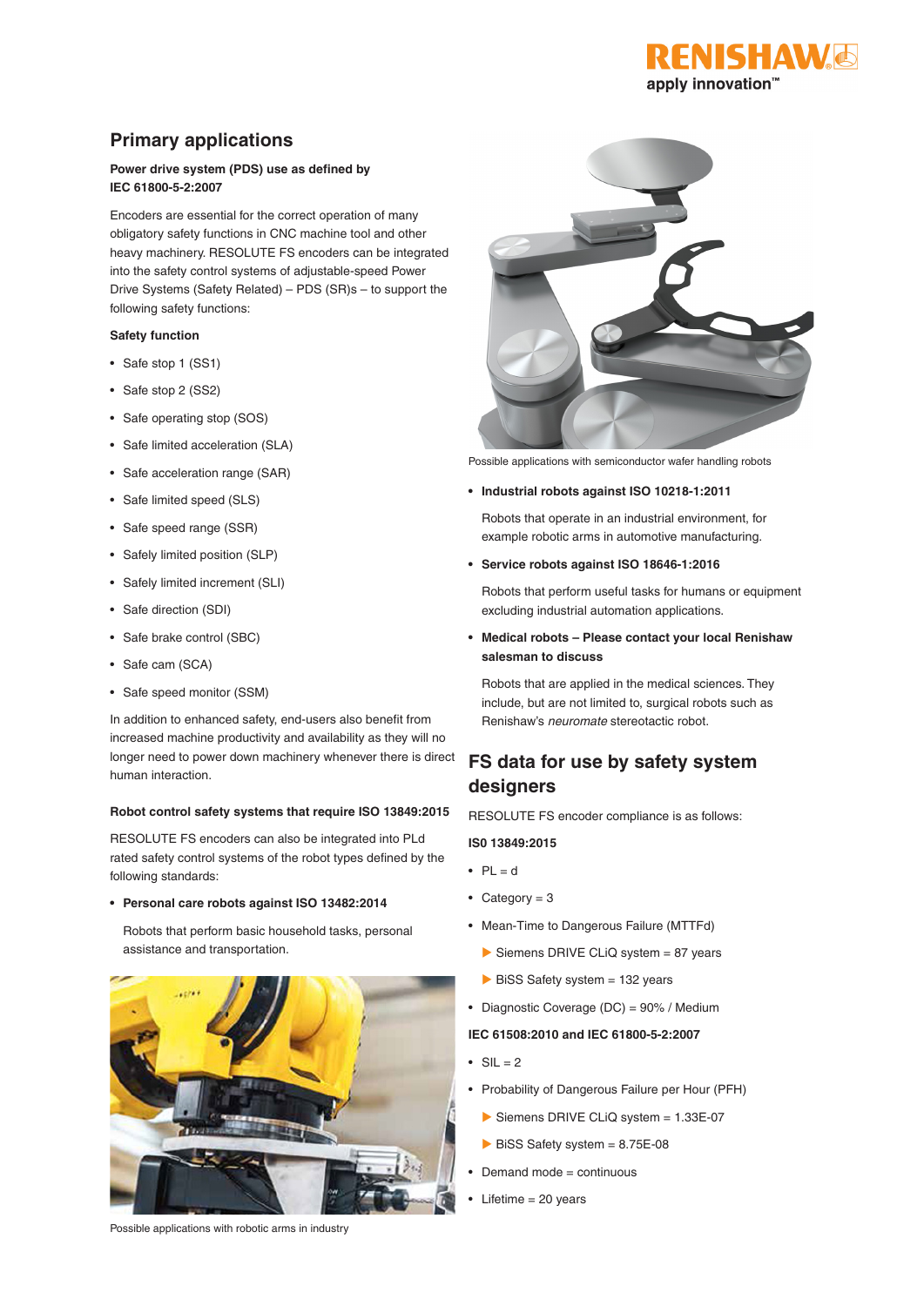## Primary applications

**Power drive system (PDS) use as defined by IEC 61800-5-2:2007**

Encoders are essential for the correct operation of many obligatory safety functions in CNC machine tool and other heavy machinery. RESOLUTE FS encoders can be integrated into the safety control systems of adjustable-speed Power Drive Systems (Safety Related) – PDS (SR)s – to support the following safety functions:

**Safety function**

- Safe stop 1 (SS1)
- Safe stop 2 (SS2)
- Safe operating stop (SOS)
- Safe limited acceleration (SLA)
- Safe acceleration range (SAR)
- Safe limited speed (SLS)
- Safe speed range (SSR)
- Safely limited position (SLP)
- Safely limited increment (SLI)
- Safe direction (SDI)
- Safe brake control (SBC)
- Safe cam (SCA)
- Safe speed monitor (SSM)

In addition to enhanced safety, end-users also benefit from increased machine productivity and availability as they will no longer need to power down machinery whenever there is direct human interaction.

**Robot control safety systems that require ISO 13849:2015**

RESOLUTE FS encoders can also be integrated into PLd rated safety control systems of the robot types defined by the following standards:

- **Personal care robots against ISO 13482:2014**

  Robots that perform basic household tasks, personal assistance and transportation.

Possible applications with robotic arms in industry

Possible applications with semiconductor wafer handling robots

- **Industrial robots against ISO 10218-1:2011**

  Robots that operate in an industrial environment, for example robotic arms in automotive manufacturing.

- **Service robots against ISO 18646-1:2016**

  Robots that perform useful tasks for humans or equipment excluding industrial automation applications.

- **Medical robots – Please contact your local Renishaw salesman to discuss**

  Robots that are applied in the medical sciences. They include, but are not limited to, surgical robots such as Renishaw's *neuromate* stereotactic robot.

## FS data for use by safety system designers

RESOLUTE FS encoder compliance is as follows:

**IS0 13849:2015**

- PL = d
- Category = 3
- Mean-Time to Dangerous Failure (MTTFd)
  - Siemens DRIVE CLiQ system = 87 years
  - BiSS Safety system = 132 years
- Diagnostic Coverage (DC) = 90% / Medium

**IEC 61508:2010 and IEC 61800-5-2:2007**

- SIL = 2
- Probability of Dangerous Failure per Hour (PFH)
  - Siemens DRIVE CLiQ system = 1.33E-07
  - BiSS Safety system = 8.75E-08
- Demand mode = continuous
- Lifetime = 20 years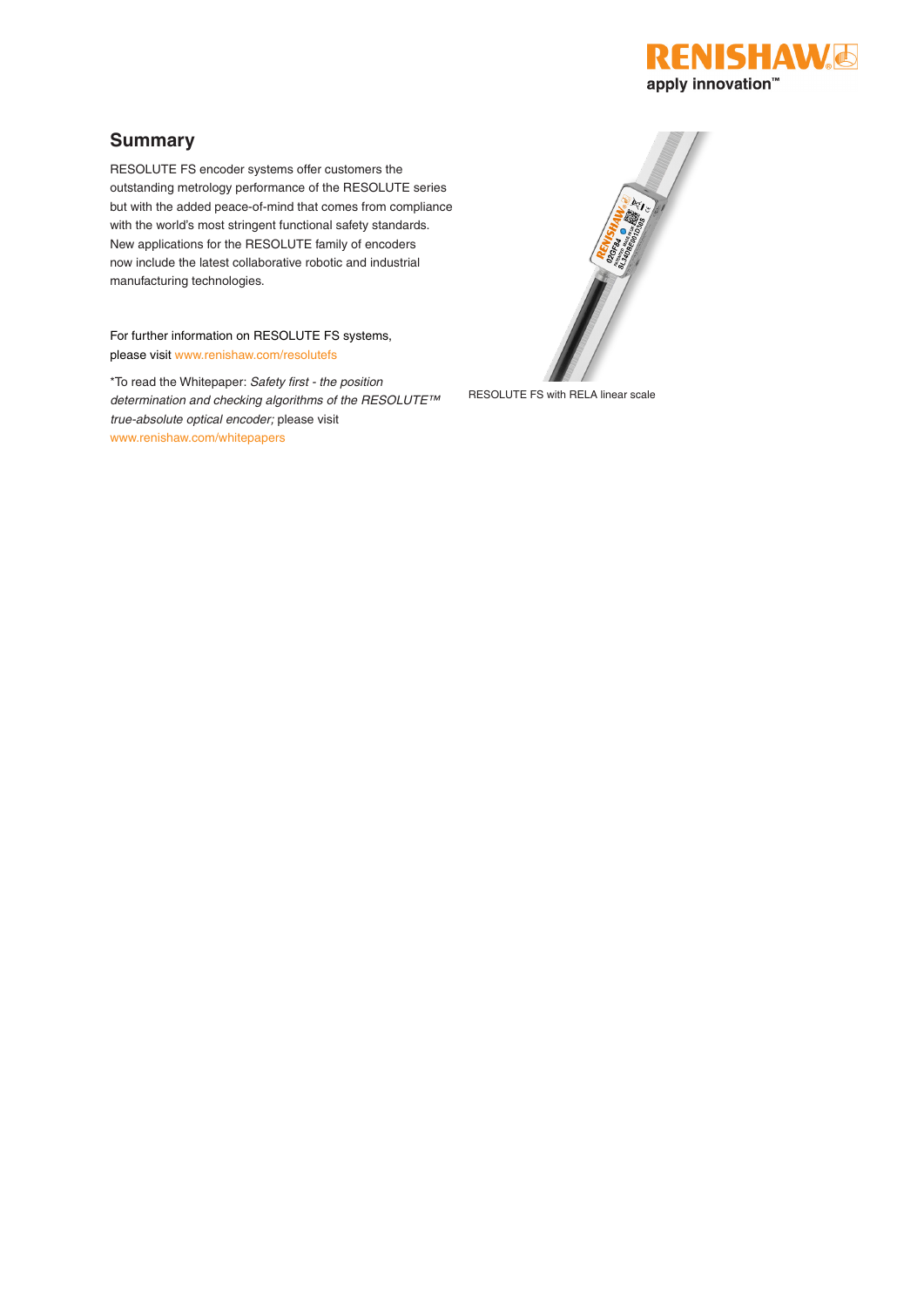## Summary

RESOLUTE FS encoder systems offer customers the outstanding metrology performance of the RESOLUTE series but with the added peace-of-mind that comes from compliance with the world's most stringent functional safety standards. New applications for the RESOLUTE family of encoders now include the latest collaborative robotic and industrial manufacturing technologies.

For further information on RESOLUTE FS systems, please visit www.renishaw.com/resolutefs

*To read the Whitepaper: *Safety first - the position determination and checking algorithms of the RESOLUTE™ true-absolute optical encoder;* please visit www.renishaw.com/whitepapers

RESOLUTE FS with RELA linear scale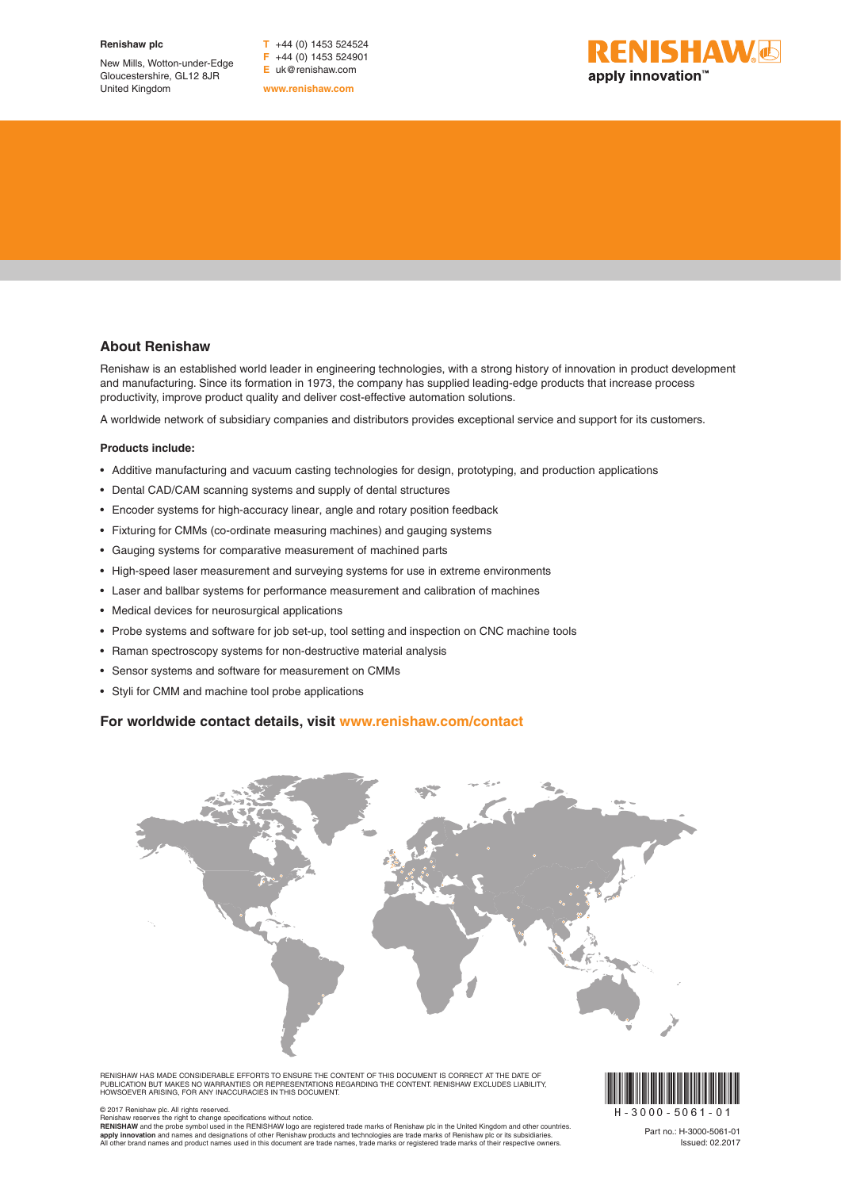**Renishaw plc**

New Mills, Wotton-under-Edge
Gloucestershire, GL12 8JR
United Kingdom

**T** +44 (0) 1453 524524
**F** +44 (0) 1453 524901
**E** uk@renishaw.com

**www.renishaw.com**

RENISHAW
apply innovation™

## About Renishaw

Renishaw is an established world leader in engineering technologies, with a strong history of innovation in product development and manufacturing. Since its formation in 1973, the company has supplied leading-edge products that increase process productivity, improve product quality and deliver cost-effective automation solutions.

A worldwide network of subsidiary companies and distributors provides exceptional service and support for its customers.

**Products include:**

- Additive manufacturing and vacuum casting technologies for design, prototyping, and production applications
- Dental CAD/CAM scanning systems and supply of dental structures
- Encoder systems for high-accuracy linear, angle and rotary position feedback
- Fixturing for CMMs (co-ordinate measuring machines) and gauging systems
- Gauging systems for comparative measurement of machined parts
- High-speed laser measurement and surveying systems for use in extreme environments
- Laser and ballbar systems for performance measurement and calibration of machines
- Medical devices for neurosurgical applications
- Probe systems and software for job set-up, tool setting and inspection on CNC machine tools
- Raman spectroscopy systems for non-destructive material analysis
- Sensor systems and software for measurement on CMMs
- Styli for CMM and machine tool probe applications

### For worldwide contact details, visit www.renishaw.com/contact

RENISHAW HAS MADE CONSIDERABLE EFFORTS TO ENSURE THE CONTENT OF THIS DOCUMENT IS CORRECT AT THE DATE OF PUBLICATION BUT MAKES NO WARRANTIES OR REPRESENTATIONS REGARDING THE CONTENT. RENISHAW EXCLUDES LIABILITY, HOWSOEVER ARISING, FOR ANY INACCURACIES IN THIS DOCUMENT.

© 2017 Renishaw plc. All rights reserved.
Renishaw reserves the right to change specifications without notice.
**RENISHAW** and the probe symbol used in the RENISHAW logo are registered trade marks of Renishaw plc in the United Kingdom and other countries.
**apply innovation** and names and designations of other Renishaw products and technologies are trade marks of Renishaw plc or its subsidiaries.
All other brand names and product names used in this document are trade names, trade marks or registered trade marks of their respective owners.

H-3000-5061-01

Part no.: H-3000-5061-01
Issued: 02.2017